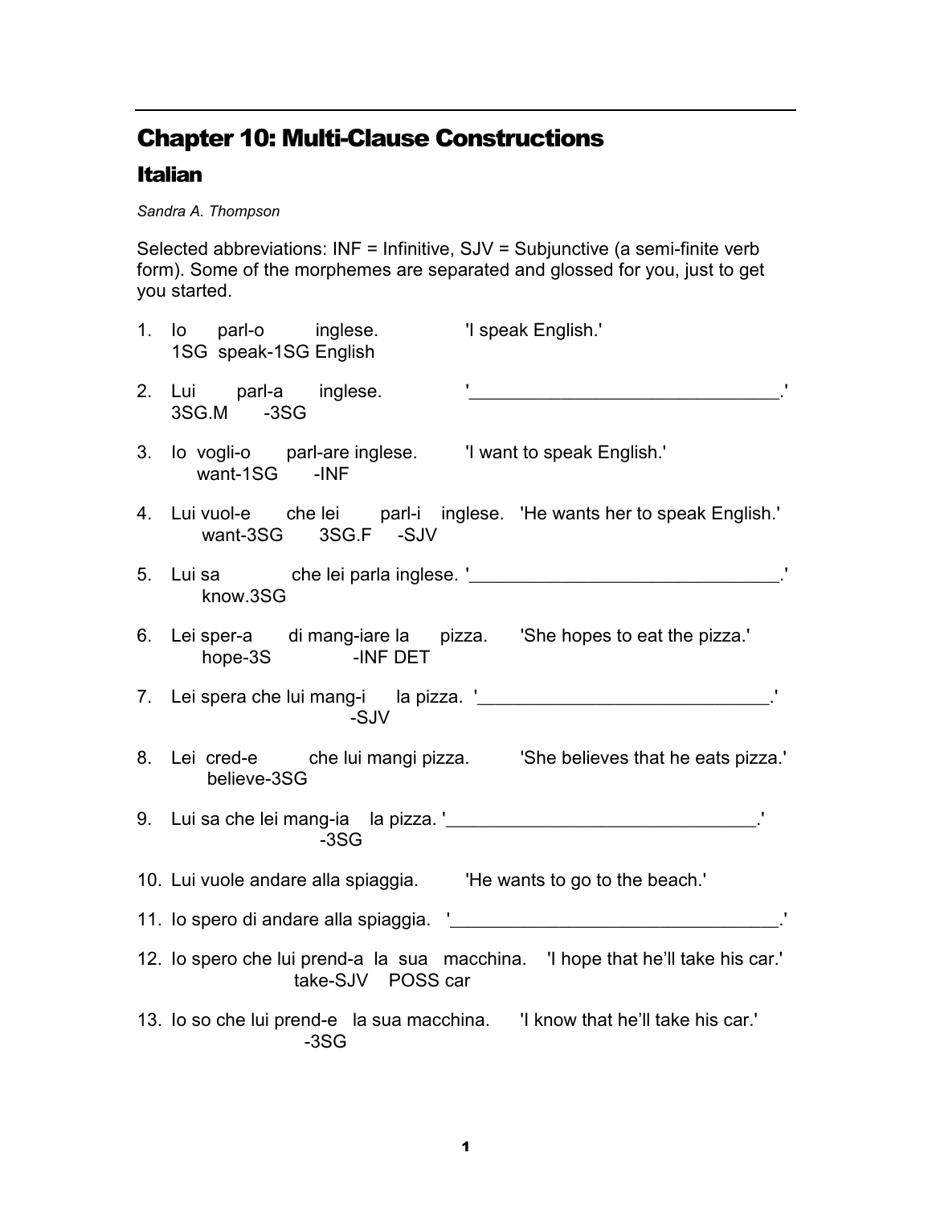# Chapter 10: Multi-Clause Constructions

## Italian

*Sandra A. Thompson*

Selected abbreviations: INF = Infinitive, SJV = Subjunctive (a semi-finite verb form). Some of the morphemes are separated and glossed for you, just to get you started.

1. Io parl-o inglese. 'I speak English.'
   1SG speak-1SG English

2. Lui parl-a inglese. '________________________________.'
   3SG.M -3SG

3. Io vogli-o parl-are inglese. 'I want to speak English.'
   want-1SG -INF

4. Lui vuol-e che lei parl-i inglese. 'He wants her to speak English.'
   want-3SG 3SG.F -SJV

5. Lui sa che lei parla inglese. '________________________________.'
   know.3SG

6. Lei sper-a di mang-iare la pizza. 'She hopes to eat the pizza.'
   hope-3S -INF DET

7. Lei spera che lui mang-i la pizza. '______________________________.'
   -SJV

8. Lei cred-e che lui mangi pizza. 'She believes that he eats pizza.'
   believe-3SG

9. Lui sa che lei mang-ia la pizza. '________________________________.'
   -3SG

10. Lui vuole andare alla spiaggia. 'He wants to go to the beach.'

11. Io spero di andare alla spiaggia. '__________________________________.'

12. Io spero che lui prend-a la sua macchina. 'I hope that he'll take his car.'
    take-SJV POSS car

13. Io so che lui prend-e la sua macchina. 'I know that he'll take his car.'
    -3SG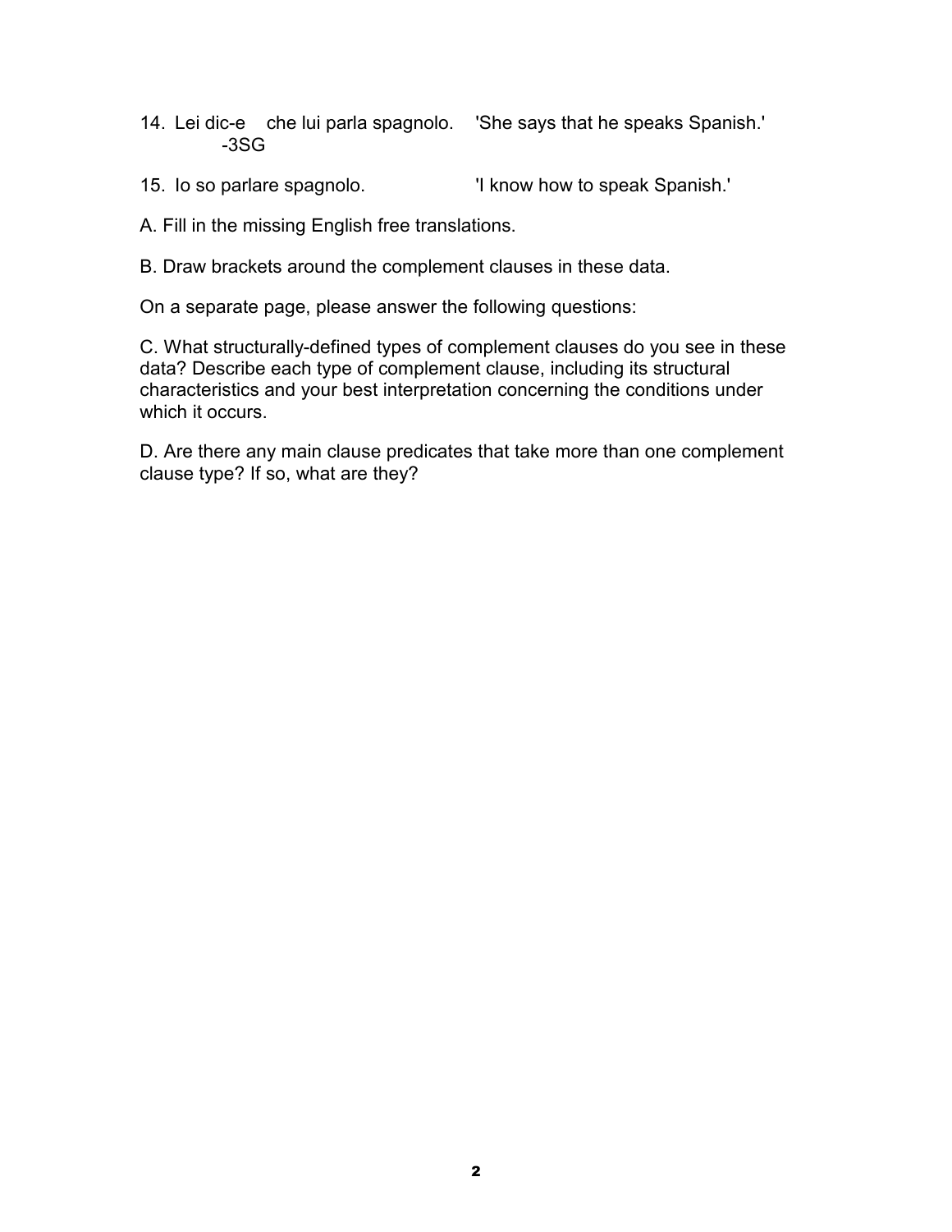14. Lei dic-e che lui parla spagnolo. 'She says that he speaks Spanish.'
   -3SG

15. Io so parlare spagnolo. 'I know how to speak Spanish.'

A. Fill in the missing English free translations.

B. Draw brackets around the complement clauses in these data.

On a separate page, please answer the following questions:

C. What structurally-defined types of complement clauses do you see in these data? Describe each type of complement clause, including its structural characteristics and your best interpretation concerning the conditions under which it occurs.

D. Are there any main clause predicates that take more than one complement clause type? If so, what are they?